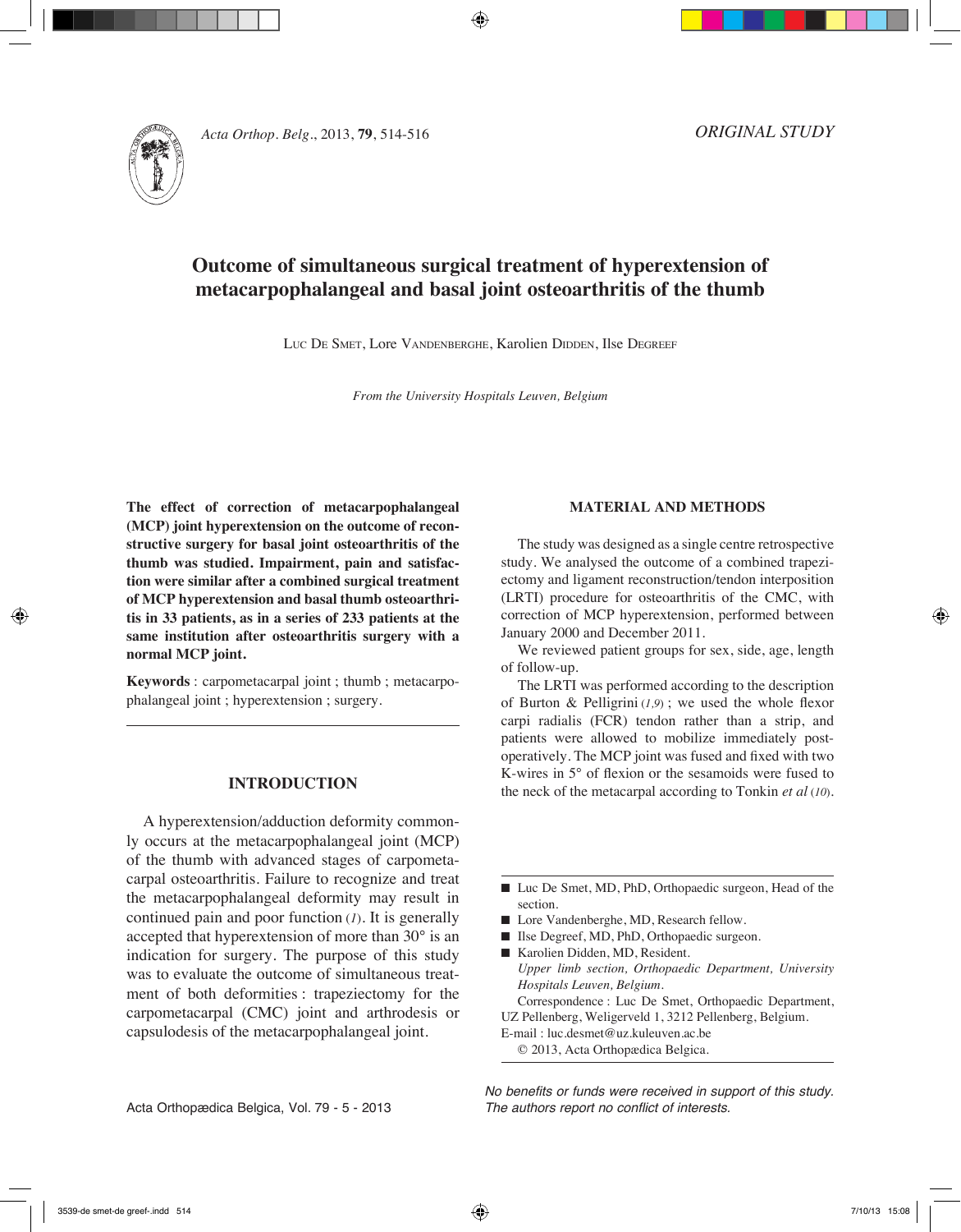ORIGINAL STUDY

# Outcome of simultaneous surgical treatment of hyperextension of metacarpophalangeal and basal joint osteoarthritis of the thumb

Luc De Smet, Lore Vandenberghe, Karolien Didden, Ilse Degreef

*From the University Hospitals Leuven, Belgium*

**The effect of correction of metacarpophalangeal (MCP) joint hyperextension on the outcome of reconstructive surgery for basal joint osteoarthritis of the thumb was studied. Impairment, pain and satisfaction were similar after a combined surgical treatment of MCP hyperextension and basal thumb osteoarthritis in 33 patients, as in a series of 233 patients at the same institution after osteoarthritis surgery with a normal MCP joint.**

**Keywords** : carpometacarpal joint ; thumb ; metacarpophalangeal joint ; hyperextension ; surgery.

## INTRODUCTION

A hyperextension/adduction deformity commonly occurs at the metacarpophalangeal joint (MCP) of the thumb with advanced stages of carpometacarpal osteoarthritis. Failure to recognize and treat the metacarpophalangeal deformity may result in continued pain and poor function (*1*). It is generally accepted that hyperextension of more than 30° is an indication for surgery. The purpose of this study was to evaluate the outcome of simultaneous treatment of both deformities : trapeziectomy for the carpometacarpal (CMC) joint and arthrodesis or capsulodesis of the metacarpophalangeal joint.

## MATERIAL AND METHODS

The study was designed as a single centre retrospective study. We analysed the outcome of a combined trapeziectomy and ligament reconstruction/tendon interposition (LRTI) procedure for osteoarthritis of the CMC, with correction of MCP hyperextension, performed between January 2000 and December 2011.

We reviewed patient groups for sex, side, age, length of follow-up.

The LRTI was performed according to the description of Burton & Pelligrini (*1,9*) ; we used the whole flexor carpi radialis (FCR) tendon rather than a strip, and patients were allowed to mobilize immediately postoperatively. The MCP joint was fused and fixed with two K-wires in 5° of flexion or the sesamoids were fused to the neck of the metacarpal according to Tonkin *et al* (*10*).

- Luc De Smet, MD, PhD, Orthopaedic surgeon, Head of the section.
- Lore Vandenberghe, MD, Research fellow.
- Ilse Degreef, MD, PhD, Orthopaedic surgeon.
- Karolien Didden, MD, Resident.

*Upper limb section, Orthopaedic Department, University Hospitals Leuven, Belgium.*

Correspondence : Luc De Smet, Orthopaedic Department, UZ Pellenberg, Weligerveld 1, 3212 Pellenberg, Belgium.
E-mail : luc.desmet@uz.kuleuven.ac.be

© 2013, Acta Orthopædica Belgica.

*No benefits or funds were received in support of this study. The authors report no conflict of interests.*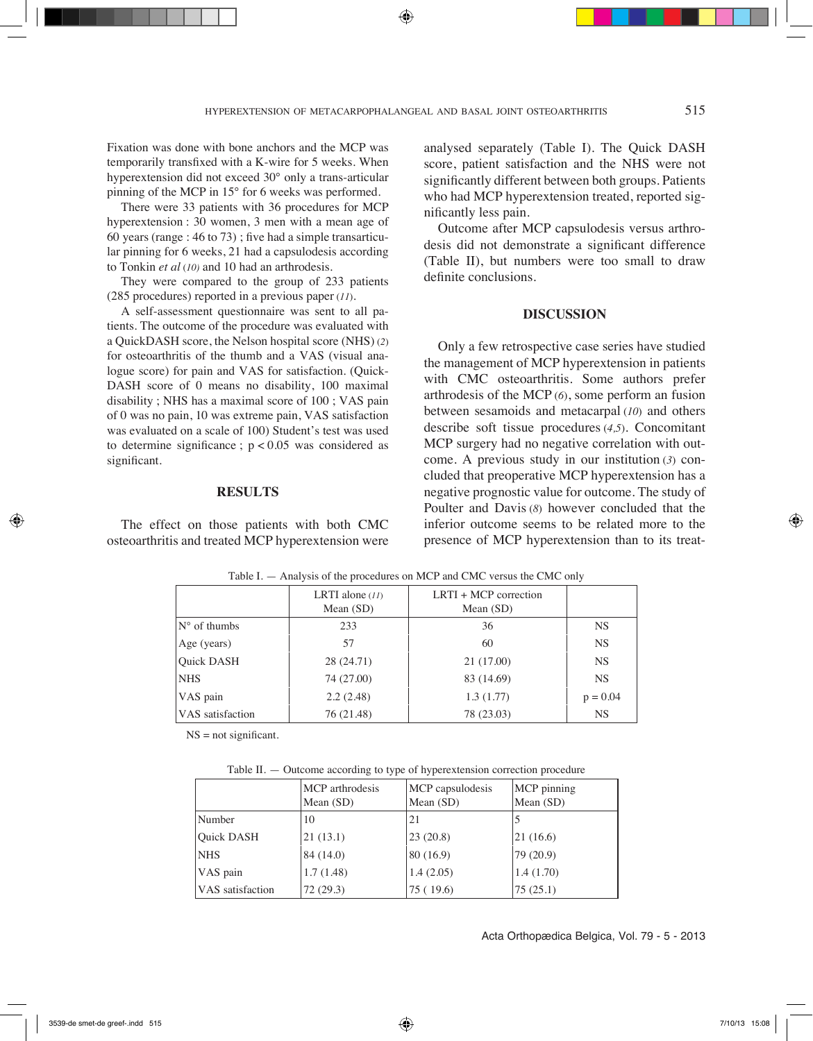Fixation was done with bone anchors and the MCP was temporarily transfixed with a K-wire for 5 weeks. When hyperextension did not exceed 30° only a trans-articular pinning of the MCP in 15° for 6 weeks was performed.

There were 33 patients with 36 procedures for MCP hyperextension : 30 women, 3 men with a mean age of 60 years (range : 46 to 73) ; five had a simple transarticular pinning for 6 weeks, 21 had a capsulodesis according to Tonkin *et al* (10) and 10 had an arthrodesis.

They were compared to the group of 233 patients (285 procedures) reported in a previous paper (11).

A self-assessment questionnaire was sent to all patients. The outcome of the procedure was evaluated with a QuickDASH score, the Nelson hospital score (NHS) (2) for osteoarthritis of the thumb and a VAS (visual analogue score) for pain and VAS for satisfaction. (QuickDASH score of 0 means no disability, 100 maximal disability ; NHS has a maximal score of 100 ; VAS pain of 0 was no pain, 10 was extreme pain, VAS satisfaction was evaluated on a scale of 100) Student's test was used to determine significance ; $p < 0.05$ was considered as significant.

## RESULTS

The effect on those patients with both CMC osteoarthritis and treated MCP hyperextension were analysed separately (Table I). The Quick DASH score, patient satisfaction and the NHS were not significantly different between both groups. Patients who had MCP hyperextension treated, reported significantly less pain.

Outcome after MCP capsulodesis versus arthrodesis did not demonstrate a significant difference (Table II), but numbers were too small to draw definite conclusions.

## DISCUSSION

Only a few retrospective case series have studied the management of MCP hyperextension in patients with CMC osteoarthritis. Some authors prefer arthrodesis of the MCP (6), some perform an fusion between sesamoids and metacarpal (10) and others describe soft tissue procedures (4,5). Concomitant MCP surgery had no negative correlation with outcome. A previous study in our institution (3) concluded that preoperative MCP hyperextension has a negative prognostic value for outcome. The study of Poulter and Davis (8) however concluded that the inferior outcome seems to be related more to the presence of MCP hyperextension than to its treat-

Table I. — Analysis of the procedures on MCP and CMC versus the CMC only

| | LRTI alone (11) Mean (SD) | LRTI + MCP correction Mean (SD) | |
|---|---|---|---|
| N° of thumbs | 233 | 36 | NS |
| Age (years) | 57 | 60 | NS |
| Quick DASH | 28 (24.71) | 21 (17.00) | NS |
| NHS | 74 (27.00) | 83 (14.69) | NS |
| VAS pain | 2.2 (2.48) | 1.3 (1.77) | $p = 0.04$ |
| VAS satisfaction | 76 (21.48) | 78 (23.03) | NS |

NS = not significant.

Table II. — Outcome according to type of hyperextension correction procedure

| | MCP arthrodesis Mean (SD) | MCP capsulodesis Mean (SD) | MCP pinning Mean (SD) |
|---|---|---|---|
| Number | 10 | 21 | 5 |
| Quick DASH | 21 (13.1) | 23 (20.8) | 21 (16.6) |
| NHS | 84 (14.0) | 80 (16.9) | 79 (20.9) |
| VAS pain | 1.7 (1.48) | 1.4 (2.05) | 1.4 (1.70) |
| VAS satisfaction | 72 (29.3) | 75 ( 19.6) | 75 (25.1) |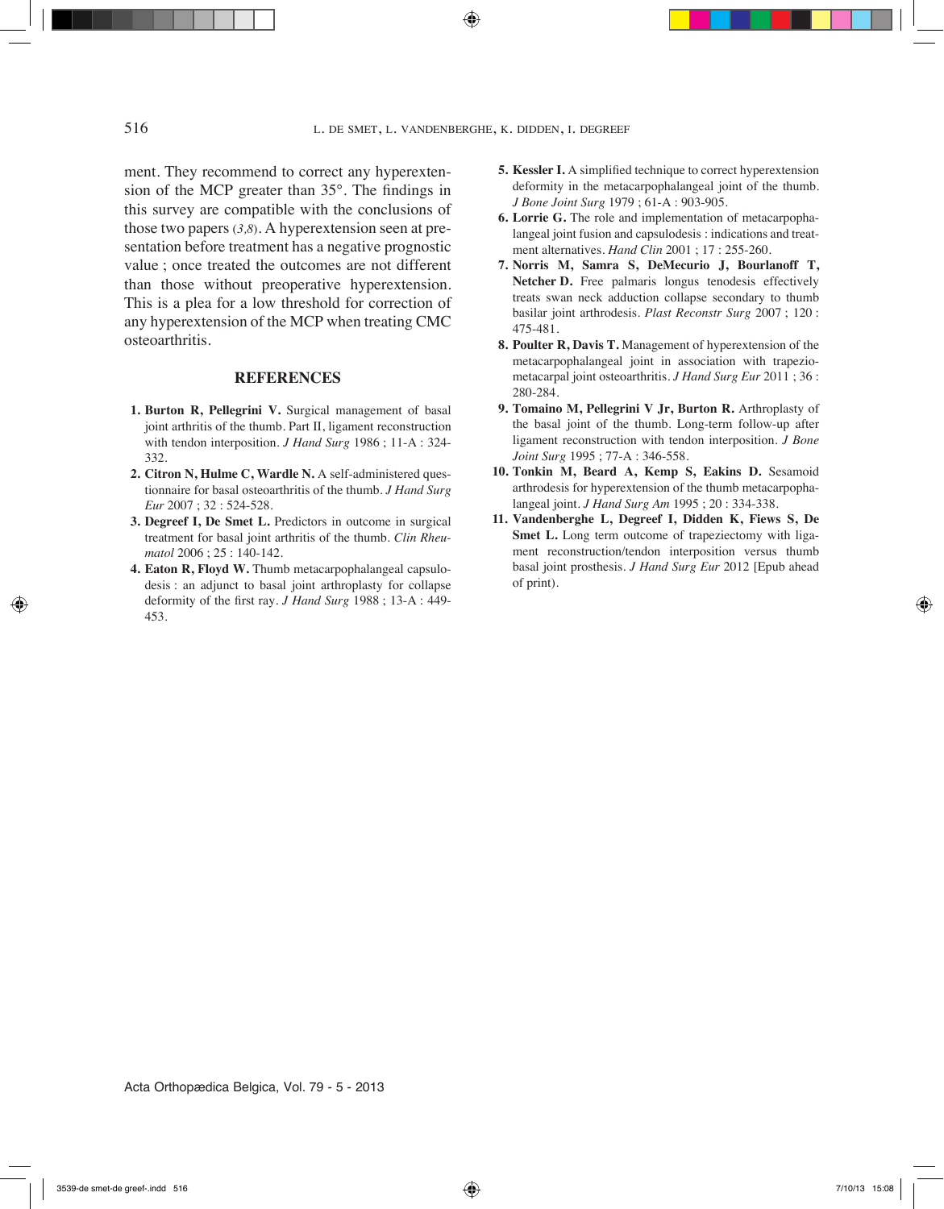ment. They recommend to correct any hyperextension of the MCP greater than 35°. The findings in this survey are compatible with the conclusions of those two papers (3,8). A hyperextension seen at presentation before treatment has a negative prognostic value ; once treated the outcomes are not different than those without preoperative hyperextension. This is a plea for a low threshold for correction of any hyperextension of the MCP when treating CMC osteoarthritis.

## REFERENCES

1. **Burton R, Pellegrini V.** Surgical management of basal joint arthritis of the thumb. Part II, ligament reconstruction with tendon interposition. *J Hand Surg* 1986 ; 11-A : 324-332.
2. **Citron N, Hulme C, Wardle N.** A self-administered questionnaire for basal osteoarthritis of the thumb. *J Hand Surg Eur* 2007 ; 32 : 524-528.
3. **Degreef I, De Smet L.** Predictors in outcome in surgical treatment for basal joint arthritis of the thumb. *Clin Rheumatol* 2006 ; 25 : 140-142.
4. **Eaton R, Floyd W.** Thumb metacarpophalangeal capsulodesis : an adjunct to basal joint arthroplasty for collapse deformity of the first ray. *J Hand Surg* 1988 ; 13-A : 449-453.
5. **Kessler I.** A simplified technique to correct hyperextension deformity in the metacarpophalangeal joint of the thumb. *J Bone Joint Surg* 1979 ; 61-A : 903-905.
6. **Lorrie G.** The role and implementation of metacarpophalangeal joint fusion and capsulodesis : indications and treatment alternatives. *Hand Clin* 2001 ; 17 : 255-260.
7. **Norris M, Samra S, DeMecurio J, Bourlanoff T, Netcher D.** Free palmaris longus tenodesis effectively treats swan neck adduction collapse secondary to thumb basilar joint arthrodesis. *Plast Reconstr Surg* 2007 ; 120 : 475-481.
8. **Poulter R, Davis T.** Management of hyperextension of the metacarpophalangeal joint in association with trapeziometacarpal joint osteoarthritis. *J Hand Surg Eur* 2011 ; 36 : 280-284.
9. **Tomaino M, Pellegrini V Jr, Burton R.** Arthroplasty of the basal joint of the thumb. Long-term follow-up after ligament reconstruction with tendon interposition. *J Bone Joint Surg* 1995 ; 77-A : 346-558.
10. **Tonkin M, Beard A, Kemp S, Eakins D.** Sesamoid arthrodesis for hyperextension of the thumb metacarpophalangeal joint. *J Hand Surg Am* 1995 ; 20 : 334-338.
11. **Vandenberghe L, Degreef I, Didden K, Fiews S, De Smet L.** Long term outcome of trapeziectomy with ligament reconstruction/tendon interposition versus thumb basal joint prosthesis. *J Hand Surg Eur* 2012 [Epub ahead of print).